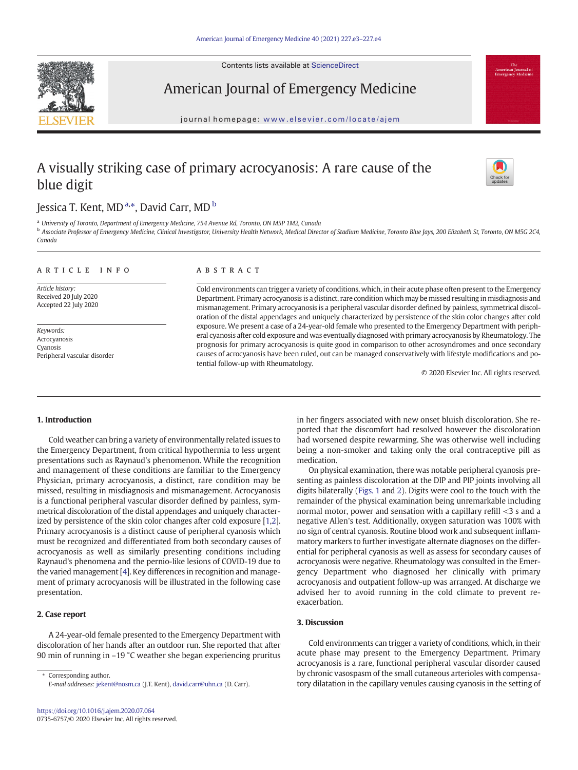# A visually striking case of primary acrocyanosis: A rare cause of the blue digit

Jessica T. Kent, MD [a,*], David Carr, MD [b]

[a] University of Toronto, Department of Emergency Medicine, 754 Avenue Rd, Toronto, ON M5P 1M2, Canada

[b] Associate Professor of Emergency Medicine, Clinical Investigator, University Health Network, Medical Director of Stadium Medicine, Toronto Blue Jays, 200 Elizabeth St, Toronto, ON M5G 2C4, Canada

## ARTICLE INFO

*Article history:*
Received 20 July 2020
Accepted 22 July 2020

*Keywords:*
Acrocyanosis
Cyanosis
Peripheral vascular disorder

## ABSTRACT

Cold environments can trigger a variety of conditions, which, in their acute phase often present to the Emergency Department. Primary acrocyanosis is a distinct, rare condition which may be missed resulting in misdiagnosis and mismanagement. Primary acrocyanosis is a peripheral vascular disorder defined by painless, symmetrical discoloration of the distal appendages and uniquely characterized by persistence of the skin color changes after cold exposure. We present a case of a 24-year-old female who presented to the Emergency Department with peripheral cyanosis after cold exposure and was eventually diagnosed with primary acrocyanosis by Rheumatology. The prognosis for primary acrocyanosis is quite good in comparison to other acrosyndromes and once secondary causes of acrocyanosis have been ruled, out can be managed conservatively with lifestyle modifications and potential follow-up with Rheumatology.

© 2020 Elsevier Inc. All rights reserved.

## 1. Introduction

Cold weather can bring a variety of environmentally related issues to the Emergency Department, from critical hypothermia to less urgent presentations such as Raynaud's phenomenon. While the recognition and management of these conditions are familiar to the Emergency Physician, primary acrocyanosis, a distinct, rare condition may be missed, resulting in misdiagnosis and mismanagement. Acrocyanosis is a functional peripheral vascular disorder defined by painless, symmetrical discoloration of the distal appendages and uniquely characterized by persistence of the skin color changes after cold exposure [1,2]. Primary acrocyanosis is a distinct cause of peripheral cyanosis which must be recognized and differentiated from both secondary causes of acrocyanosis as well as similarly presenting conditions including Raynaud's phenomena and the pernio-like lesions of COVID-19 due to the varied management [4]. Key differences in recognition and management of primary acrocyanosis will be illustrated in the following case presentation.

## 2. Case report

A 24-year-old female presented to the Emergency Department with discoloration of her hands after an outdoor run. She reported that after 90 min of running in −19 °C weather she began experiencing pruritus in her fingers associated with new onset bluish discoloration. She reported that the discomfort had resolved however the discoloration had worsened despite rewarming. She was otherwise well including being a non-smoker and taking only the oral contraceptive pill as medication.

On physical examination, there was notable peripheral cyanosis presenting as painless discoloration at the DIP and PIP joints involving all digits bilaterally (Figs. 1 and 2). Digits were cool to the touch with the remainder of the physical examination being unremarkable including normal motor, power and sensation with a capillary refill <3 s and a negative Allen's test. Additionally, oxygen saturation was 100% with no sign of central cyanosis. Routine blood work and subsequent inflammatory markers to further investigate alternate diagnoses on the differential for peripheral cyanosis as well as assess for secondary causes of acrocyanosis were negative. Rheumatology was consulted in the Emergency Department who diagnosed her clinically with primary acrocyanosis and outpatient follow-up was arranged. At discharge we advised her to avoid running in the cold climate to prevent re-exacerbation.

## 3. Discussion

Cold environments can trigger a variety of conditions, which, in their acute phase may present to the Emergency Department. Primary acrocyanosis is a rare, functional peripheral vascular disorder caused by chronic vasospasm of the small cutaneous arterioles with compensatory dilatation in the capillary venules causing cyanosis in the setting of

\* Corresponding author.
*E-mail addresses:* jekent@nosm.ca (J.T. Kent), david.carr@uhn.ca (D. Carr).

https://doi.org/10.1016/j.ajem.2020.07.064
0735-6757/© 2020 Elsevier Inc. All rights reserved.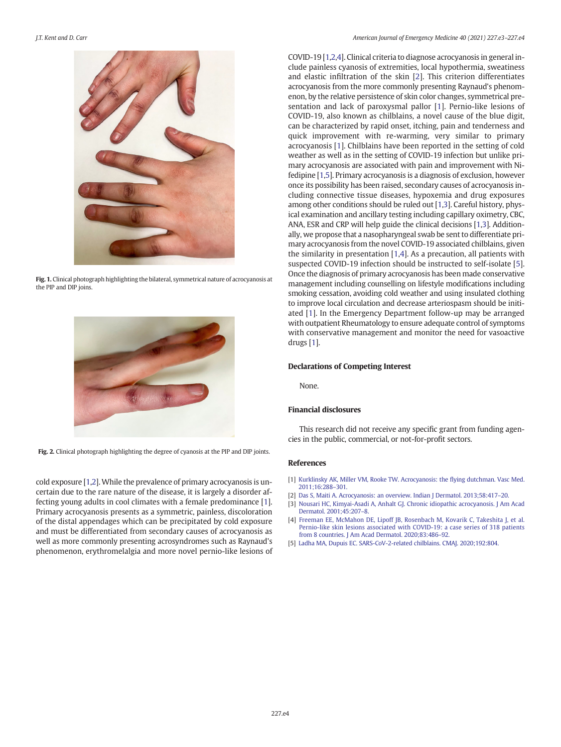Fig. 1. Clinical photograph highlighting the bilateral, symmetrical nature of acrocyanosis at the PIP and DIP joins.

Fig. 2. Clinical photograph highlighting the degree of cyanosis at the PIP and DIP joints.

cold exposure [1,2]. While the prevalence of primary acrocyanosis is uncertain due to the rare nature of the disease, it is largely a disorder affecting young adults in cool climates with a female predominance [1]. Primary acrocyanosis presents as a symmetric, painless, discoloration of the distal appendages which can be precipitated by cold exposure and must be differentiated from secondary causes of acrocyanosis as well as more commonly presenting acrosyndromes such as Raynaud's phenomenon, erythromelalgia and more novel pernio-like lesions of COVID-19 [1,2,4]. Clinical criteria to diagnose acrocyanosis in general include painless cyanosis of extremities, local hypothermia, sweatiness and elastic infiltration of the skin [2]. This criterion differentiates acrocyanosis from the more commonly presenting Raynaud's phenomenon, by the relative persistence of skin color changes, symmetrical presentation and lack of paroxysmal pallor [1]. Pernio-like lesions of COVID-19, also known as chilblains, a novel cause of the blue digit, can be characterized by rapid onset, itching, pain and tenderness and quick improvement with re-warming, very similar to primary acrocyanosis [1]. Chilblains have been reported in the setting of cold weather as well as in the setting of COVID-19 infection but unlike primary acrocyanosis are associated with pain and improvement with Nifedipine [1,5]. Primary acrocyanosis is a diagnosis of exclusion, however once its possibility has been raised, secondary causes of acrocyanosis including connective tissue diseases, hypoxemia and drug exposures among other conditions should be ruled out [1,3]. Careful history, physical examination and ancillary testing including capillary oximetry, CBC, ANA, ESR and CRP will help guide the clinical decisions [1,3]. Additionally, we propose that a nasopharyngeal swab be sent to differentiate primary acrocyanosis from the novel COVID-19 associated chilblains, given the similarity in presentation [1,4]. As a precaution, all patients with suspected COVID-19 infection should be instructed to self-isolate [5]. Once the diagnosis of primary acrocyanosis has been made conservative management including counselling on lifestyle modifications including smoking cessation, avoiding cold weather and using insulated clothing to improve local circulation and decrease arteriospasm should be initiated [1]. In the Emergency Department follow-up may be arranged with outpatient Rheumatology to ensure adequate control of symptoms with conservative management and monitor the need for vasoactive drugs [1].

## Declarations of Competing Interest

None.

## Financial disclosures

This research did not receive any specific grant from funding agencies in the public, commercial, or not-for-profit sectors.

## References

[1] Kurklinsky AK, Miller VM, Rooke TW. Acrocyanosis: the flying dutchman. Vasc Med. 2011;16:288–301.

[2] Das S, Maiti A. Acrocyanosis: an overview. Indian J Dermatol. 2013;58:417–20.

[3] Nousari HC, Kimyai-Asadi A, Anhalt GJ. Chronic idiopathic acrocyanosis. J Am Acad Dermatol. 2001;45:207–8.

[4] Freeman EE, McMahon DE, Lipoff JB, Rosenbach M, Kovarik C, Takeshita J, et al. Pernio-like skin lesions associated with COVID-19: a case series of 318 patients from 8 countries. J Am Acad Dermatol. 2020;83:486–92.

[5] Ladha MA, Dupuis EC. SARS-CoV-2-related chilblains. CMAJ. 2020;192:804.